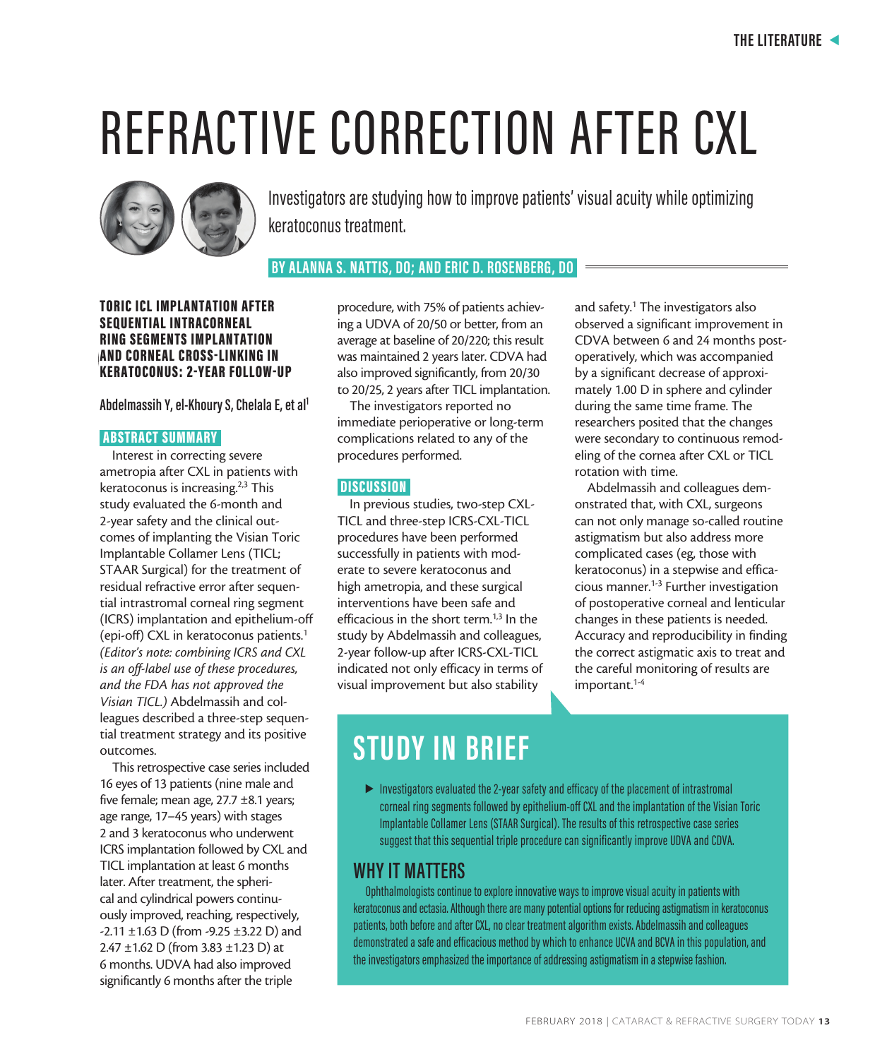# REFRACTIVE CORRECTION AFTER CXL

Investigators are studying how to improve patients' visual acuity while optimizing keratoconus treatment.

**BY ALANNA S. NATTIS, DO; AND ERIC D. ROSENBERG, DO**

### TORIC ICL IMPLANTATION AFTER SEQUENTIAL INTRACORNEAL RING SEGMENTS IMPLANTATION AND CORNEAL CROSS-LINKING IN KERATOCONUS: 2-YEAR FOLLOW-UP

**Abdelmassih Y, el-Khoury S, Chelala E, et al[1]**

#### ABSTRACT SUMMARY

Interest in correcting severe ametropia after CXL in patients with keratoconus is increasing.[2,3] This study evaluated the 6-month and 2-year safety and the clinical outcomes of implanting the Visian Toric Implantable Collamer Lens (TICL; STAAR Surgical) for the treatment of residual refractive error after sequential intrastromal corneal ring segment (ICRS) implantation and epithelium-off (epi-off) CXL in keratoconus patients.[1] *(Editor's note: combining ICRS and CXL is an off-label use of these procedures, and the FDA has not approved the Visian TICL.)* Abdelmassih and colleagues described a three-step sequential treatment strategy and its positive outcomes.

This retrospective case series included 16 eyes of 13 patients (nine male and five female; mean age, 27.7 ±8.1 years; age range, 17–45 years) with stages 2 and 3 keratoconus who underwent ICRS implantation followed by CXL and TICL implantation at least 6 months later. After treatment, the spherical and cylindrical powers continuously improved, reaching, respectively, -2.11 ±1.63 D (from -9.25 ±3.22 D) and 2.47 ±1.62 D (from 3.83 ±1.23 D) at 6 months. UDVA had also improved significantly 6 months after the triple procedure, with 75% of patients achieving a UDVA of 20/50 or better, from an average at baseline of 20/220; this result was maintained 2 years later. CDVA had also improved significantly, from 20/30 to 20/25, 2 years after TICL implantation.

The investigators reported no immediate perioperative or long-term complications related to any of the procedures performed.

#### DISCUSSION

In previous studies, two-step CXL-TICL and three-step ICRS-CXL-TICL procedures have been performed successfully in patients with moderate to severe keratoconus and high ametropia, and these surgical interventions have been safe and efficacious in the short term.[1,3] In the study by Abdelmassih and colleagues, 2-year follow-up after ICRS-CXL-TICL indicated not only efficacy in terms of visual improvement but also stability and safety.[1] The investigators also observed a significant improvement in CDVA between 6 and 24 months postoperatively, which was accompanied by a significant decrease of approximately 1.00 D in sphere and cylinder during the same time frame. The researchers posited that the changes were secondary to continuous remodeling of the cornea after CXL or TICL rotation with time.

Abdelmassih and colleagues demonstrated that, with CXL, surgeons can not only manage so-called routine astigmatism but also address more complicated cases (eg, those with keratoconus) in a stepwise and efficacious manner.[1-3] Further investigation of postoperative corneal and lenticular changes in these patients is needed. Accuracy and reproducibility in finding the correct astigmatic axis to treat and the careful monitoring of results are important.[1-4]

## STUDY IN BRIEF

- Investigators evaluated the 2-year safety and efficacy of the placement of intrastromal corneal ring segments followed by epithelium-off CXL and the implantation of the Visian Toric Implantable Collamer Lens (STAAR Surgical). The results of this retrospective case series suggest that this sequential triple procedure can significantly improve UDVA and CDVA.

## WHY IT MATTERS

Ophthalmologists continue to explore innovative ways to improve visual acuity in patients with keratoconus and ectasia. Although there are many potential options for reducing astigmatism in keratoconus patients, both before and after CXL, no clear treatment algorithm exists. Abdelmassih and colleagues demonstrated a safe and efficacious method by which to enhance UCVA and BCVA in this population, and the investigators emphasized the importance of addressing astigmatism in a stepwise fashion.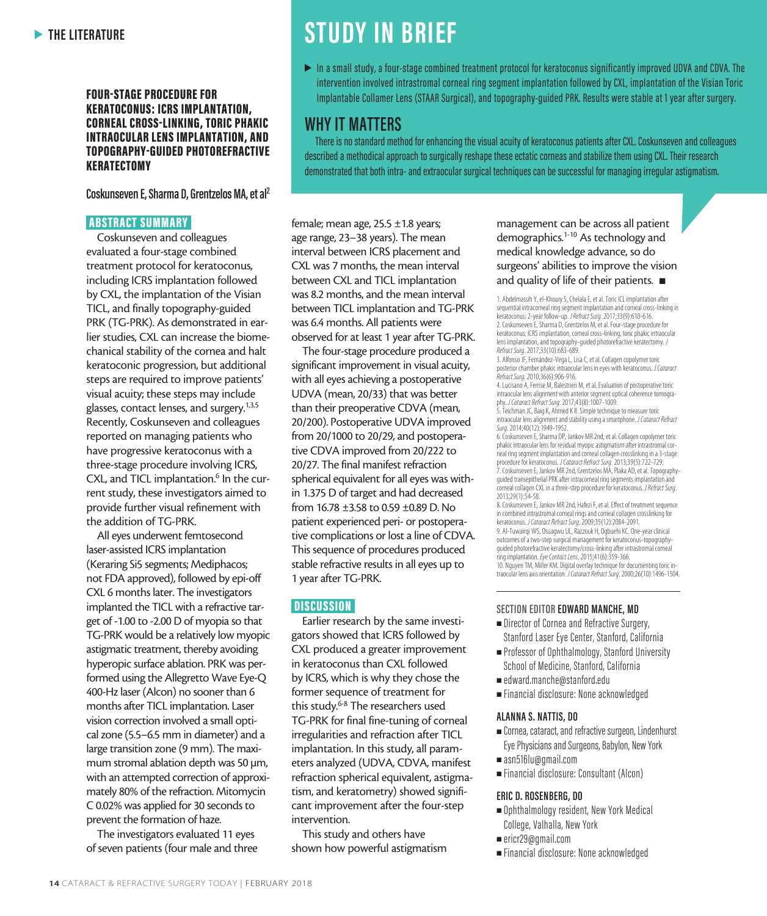▶ THE LITERATURE

# STUDY IN BRIEF

▶ In a small study, a four-stage combined treatment protocol for keratoconus significantly improved UDVA and CDVA. The intervention involved intrastromal corneal ring segment implantation followed by CXL, implantation of the Visian Toric Implantable Collamer Lens (STAAR Surgical), and topography-guided PRK. Results were stable at 1 year after surgery.

## WHY IT MATTERS

There is no standard method for enhancing the visual acuity of keratoconus patients after CXL. Coskunseven and colleagues described a methodical approach to surgically reshape these ectatic corneas and stabilize them using CXL. Their research demonstrated that both intra- and extraocular surgical techniques can be successful for managing irregular astigmatism.

### FOUR-STAGE PROCEDURE FOR KERATOCONUS: ICRS IMPLANTATION, CORNEAL CROSS-LINKING, TORIC PHAKIC INTRAOCULAR LENS IMPLANTATION, AND TOPOGRAPHY-GUIDED PHOTOREFRACTIVE KERATECTOMY

**Coskunseven E, Sharma D, Grentzelos MA, et al[2]**

#### ABSTRACT SUMMARY

Coskunseven and colleagues evaluated a four-stage combined treatment protocol for keratoconus, including ICRS implantation followed by CXL, the implantation of the Visian TICL, and finally topography-guided PRK (TG-PRK). As demonstrated in earlier studies, CXL can increase the biomechanical stability of the cornea and halt keratoconic progression, but additional steps are required to improve patients' visual acuity; these steps may include glasses, contact lenses, and surgery.[1,3,5] Recently, Coskunseven and colleagues reported on managing patients who have progressive keratoconus with a three-stage procedure involving ICRS, CXL, and TICL implantation.[6] In the current study, these investigators aimed to provide further visual refinement with the addition of TG-PRK.

All eyes underwent femtosecond laser-assisted ICRS implantation (Kerating Si5 segments; Mediphacos; not FDA approved), followed by epi-off CXL 6 months later. The investigators implanted the TICL with a refractive target of -1.00 to -2.00 D of myopia so that TG-PRK would be a relatively low myopic astigmatic treatment, thereby avoiding hyperopic surface ablation. PRK was performed using the Allegretto Wave Eye-Q 400-Hz laser (Alcon) no sooner than 6 months after TICL implantation. Laser vision correction involved a small optical zone (5.5–6.5 mm in diameter) and a large transition zone (9 mm). The maximum stromal ablation depth was 50 µm, with an attempted correction of approximately 80% of the refraction. Mitomycin C 0.02% was applied for 30 seconds to prevent the formation of haze.

The investigators evaluated 11 eyes of seven patients (four male and three female; mean age, 25.5 ±1.8 years; age range, 23–38 years). The mean interval between ICRS placement and CXL was 7 months, the mean interval between CXL and TICL implantation was 8.2 months, and the mean interval between TICL implantation and TG-PRK was 6.4 months. All patients were observed for at least 1 year after TG-PRK.

The four-stage procedure produced a significant improvement in visual acuity, with all eyes achieving a postoperative UDVA (mean, 20/33) that was better than their preoperative CDVA (mean, 20/200). Postoperative UDVA improved from 20/1000 to 20/29, and postoperative CDVA improved from 20/222 to 20/27. The final manifest refraction spherical equivalent for all eyes was within 1.375 D of target and had decreased from 16.78 ±3.58 to 0.59 ±0.89 D. No patient experienced peri- or postoperative complications or lost a line of CDVA. This sequence of procedures produced stable refractive results in all eyes up to 1 year after TG-PRK.

#### DISCUSSION

Earlier research by the same investigators showed that ICRS followed by CXL produced a greater improvement in keratoconus than CXL followed by ICRS, which is why they chose the former sequence of treatment for this study.[6-8] The researchers used TG-PRK for final fine-tuning of corneal irregularities and refraction after TICL implantation. In this study, all parameters analyzed (UDVA, CDVA, manifest refraction spherical equivalent, astigmatism, and keratometry) showed significant improvement after the four-step intervention.

This study and others have shown how powerful astigmatism management can be across all patient demographics.[1-10] As technology and medical knowledge advance, so do surgeons' abilities to improve the vision and quality of life of their patients. ■

1. Abdelmassih Y, el-Khoury S, Chelala E, et al. Toric ICL implantation after sequential intracorneal ring segment implantation and corneal cross-linking in keratoconus: 2-year follow-up. *J Refract Surg*. 2017;33(9):610-616.
2. Coskunseven E, Sharma D, Grentzelos M, et al. Four-stage procedure for keratoconus: ICRS implantation, corneal cross-linking, toric phakic intraocular lens implantation, and topography-guided photorefractive keratectomy. *J Refract Surg*. 2017;33(10):683-689.
3. Alfonso JF, Fernández-Vega L, Lisa C, et al. Collagen copolymer toric posterior chamber phakic intraocular lens in eyes with keratoconus. *J Cataract Refract Surg*. 2010;36(6):906-916.
4. Lucisano A, Ferrise M, Balestrieri M, et al. Evaluation of postoperative toric intraocular lens alignment with anterior segment optical coherence tomography. *J Cataract Refract Surg*. 2017;43(8):1007-1009.
5. Teichman JC, Baig K, Ahmed K II. Simple technique to measure toric intraocular lens alignment and stability using a smartphone. *J Cataract Refract Surg*. 2014;40(12):1949-1952.
6. Coskunseven E, Sharma DP, Jankov MR 2nd, et al. Collagen copolymer toric phakic intraocular lens for residual myopic astigmatism after intrastromal corneal ring segment implantation and corneal collagen crosslinking in a 3-stage procedure for keratoconus. *J Cataract Refract Surg*. 2013;39(5):722-729.
7. Coskunseven E, Jankov MR 2nd, Grentzelos MA, Plaka AD, et al. Topography-guided transepithelial PRK after intracorneal ring segments implantation and corneal collagen CXL in a three-step procedure for keratoconus. *J Refract Surg*. 2013;29(1):54-58.
8. Coskunseven E, Jankov MR 2nd, Hafezi F, et al. Effect of treatment sequence in combined intrastromal corneal rings and corneal collagen crosslinking for keratoconus. *J Cataract Refract Surg*. 2009;35(12):2084-2091.
9. Al-Tuwairqi WS, Osuagwu UL, Razzouk H, Ogbuehi KC. One-year clinical outcomes of a two-step surgical management for keratoconus-topography-guided photorefractive keratectomy/cross-linking after intrastromal corneal ring implantation. *Eye Contact Lens*. 2015;41(6):359-366.
10. Nguyen TM, Miller KM. Digital overlay technique for documenting toric intraocular lens axis orientation. *J Cataract Refract Surg*. 2000;26(10):1496-1504.

SECTION EDITOR **EDWARD MANCHE, MD**
- Director of Cornea and Refractive Surgery, Stanford Laser Eye Center, Stanford, California
- Professor of Ophthalmology, Stanford University School of Medicine, Stanford, California
- edward.manche@stanford.edu
- Financial disclosure: None acknowledged

**ALANNA S. NATTIS, DO**
- Cornea, cataract, and refractive surgeon, Lindenhurst Eye Physicians and Surgeons, Babylon, New York
- asn516lu@gmail.com
- Financial disclosure: Consultant (Alcon)

**ERIC D. ROSENBERG, DO**
- Ophthalmology resident, New York Medical College, Valhalla, New York
- ericr29@gmail.com
- Financial disclosure: None acknowledged